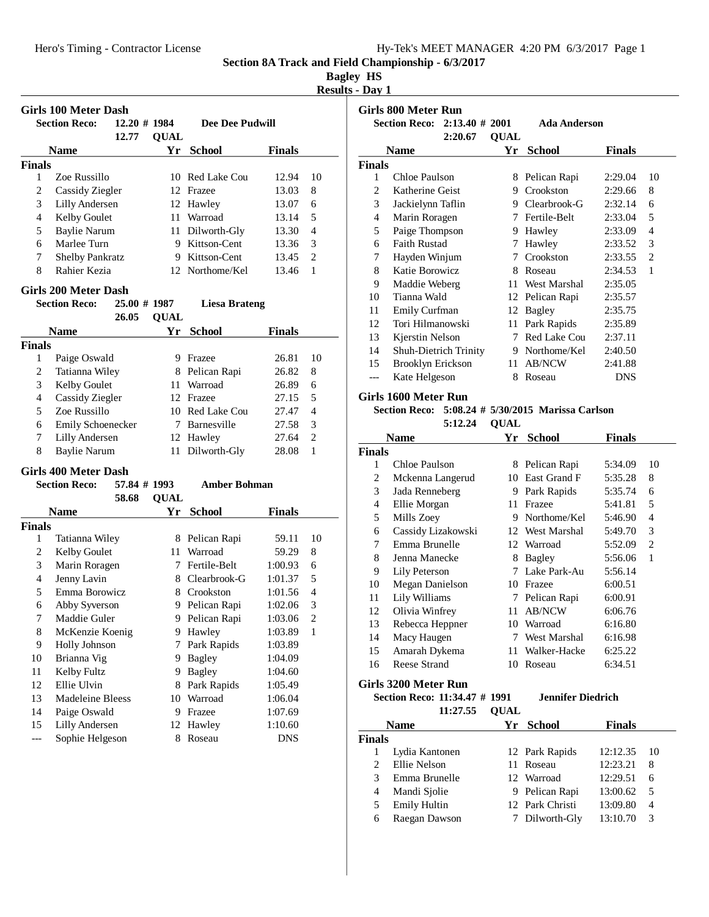# Section 8A Track and Field Championship - 6/3/2017

**Bagley HS**

**Results - Day 1**

## Girls 100 Meter Dash

**Section Reco:** 12.20 # 1984 **Dee Dee Pudwill**
12.77 **QUAL**

| | Name | Yr | School | Finals | |
|---|---|---|---|---|---|
| **Finals** | | | | | |
| 1 | Zoe Russillo | 10 | Red Lake Cou | 12.94 | 10 |
| 2 | Cassidy Ziegler | 12 | Frazee | 13.03 | 8 |
| 3 | Lilly Andersen | 12 | Hawley | 13.07 | 6 |
| 4 | Kelby Goulet | 11 | Warroad | 13.14 | 5 |
| 5 | Baylie Narum | 11 | Dilworth-Gly | 13.30 | 4 |
| 6 | Marlee Turn | 9 | Kittson-Cent | 13.36 | 3 |
| 7 | Shelby Pankratz | 9 | Kittson-Cent | 13.45 | 2 |
| 8 | Rahier Kezia | 12 | Northome/Kel | 13.46 | 1 |

## Girls 200 Meter Dash

**Section Reco:** 25.00 # 1987 **Liesa Brateng**
26.05 **QUAL**

| | Name | Yr | School | Finals | |
|---|---|---|---|---|---|
| **Finals** | | | | | |
| 1 | Paige Oswald | 9 | Frazee | 26.81 | 10 |
| 2 | Tatianna Wiley | 8 | Pelican Rapi | 26.82 | 8 |
| 3 | Kelby Goulet | 11 | Warroad | 26.89 | 6 |
| 4 | Cassidy Ziegler | 12 | Frazee | 27.15 | 5 |
| 5 | Zoe Russillo | 10 | Red Lake Cou | 27.47 | 4 |
| 6 | Emily Schoenecker | 7 | Barnesville | 27.58 | 3 |
| 7 | Lilly Andersen | 12 | Hawley | 27.64 | 2 |
| 8 | Baylie Narum | 11 | Dilworth-Gly | 28.08 | 1 |

## Girls 400 Meter Dash

**Section Reco:** 57.84 # 1993 **Amber Bohman**
58.68 **QUAL**

| | Name | Yr | School | Finals | |
|---|---|---|---|---|---|
| **Finals** | | | | | |
| 1 | Tatianna Wiley | 8 | Pelican Rapi | 59.11 | 10 |
| 2 | Kelby Goulet | 11 | Warroad | 59.29 | 8 |
| 3 | Marin Roragen | 7 | Fertile-Belt | 1:00.93 | 6 |
| 4 | Jenny Lavin | 8 | Clearbrook-G | 1:01.37 | 5 |
| 5 | Emma Borowicz | 8 | Crookston | 1:01.56 | 4 |
| 6 | Abby Syverson | 9 | Pelican Rapi | 1:02.06 | 3 |
| 7 | Maddie Guler | 9 | Pelican Rapi | 1:03.06 | 2 |
| 8 | McKenzie Koenig | 9 | Hawley | 1:03.89 | 1 |
| 9 | Holly Johnson | 7 | Park Rapids | 1:03.89 | |
| 10 | Brianna Vig | 9 | Bagley | 1:04.09 | |
| 11 | Kelby Fultz | 9 | Bagley | 1:04.60 | |
| 12 | Ellie Ulvin | 8 | Park Rapids | 1:05.49 | |
| 13 | Madeleine Bleess | 10 | Warroad | 1:06.04 | |
| 14 | Paige Oswald | 9 | Frazee | 1:07.69 | |
| 15 | Lilly Andersen | 12 | Hawley | 1:10.60 | |
| --- | Sophie Helgeson | 8 | Roseau | DNS | |

## Girls 800 Meter Run

**Section Reco:** 2:13.40 # 2001 **Ada Anderson**
2:20.67 **QUAL**

| | Name | Yr | School | Finals | |
|---|---|---|---|---|---|
| **Finals** | | | | | |
| 1 | Chloe Paulson | 8 | Pelican Rapi | 2:29.04 | 10 |
| 2 | Katherine Geist | 9 | Crookston | 2:29.66 | 8 |
| 3 | Jackielynn Taflin | 9 | Clearbrook-G | 2:32.14 | 6 |
| 4 | Marin Roragen | 7 | Fertile-Belt | 2:33.04 | 5 |
| 5 | Paige Thompson | 9 | Hawley | 2:33.09 | 4 |
| 6 | Faith Rustad | 7 | Hawley | 2:33.52 | 3 |
| 7 | Hayden Winjum | 7 | Crookston | 2:33.55 | 2 |
| 8 | Katie Borowicz | 8 | Roseau | 2:34.53 | 1 |
| 9 | Maddie Weberg | 11 | West Marshal | 2:35.05 | |
| 10 | Tianna Wald | 12 | Pelican Rapi | 2:35.57 | |
| 11 | Emily Curfman | 12 | Bagley | 2:35.75 | |
| 12 | Tori Hilmanowski | 11 | Park Rapids | 2:35.89 | |
| 13 | Kjerstin Nelson | 7 | Red Lake Cou | 2:37.11 | |
| 14 | Shuh-Dietrich Trinity | 9 | Northome/Kel | 2:40.50 | |
| 15 | Brooklyn Erickson | 11 | AB/NCW | 2:41.88 | |
| --- | Kate Helgeson | 8 | Roseau | DNS | |

## Girls 1600 Meter Run

**Section Reco:** 5:08.24 # 5/30/2015 **Marissa Carlson**
5:12.24 **QUAL**

| | Name | Yr | School | Finals | |
|---|---|---|---|---|---|
| **Finals** | | | | | |
| 1 | Chloe Paulson | 8 | Pelican Rapi | 5:34.09 | 10 |
| 2 | Mckenna Langerud | 10 | East Grand F | 5:35.28 | 8 |
| 3 | Jada Renneberg | 9 | Park Rapids | 5:35.74 | 6 |
| 4 | Ellie Morgan | 11 | Frazee | 5:41.81 | 5 |
| 5 | Mills Zoey | 9 | Northome/Kel | 5:46.90 | 4 |
| 6 | Cassidy Lizakowski | 12 | West Marshal | 5:49.70 | 3 |
| 7 | Emma Brunelle | 12 | Warroad | 5:52.09 | 2 |
| 8 | Jenna Manecke | 8 | Bagley | 5:56.06 | 1 |
| 9 | Lily Peterson | 7 | Lake Park-Au | 5:56.14 | |
| 10 | Megan Danielson | 10 | Frazee | 6:00.51 | |
| 11 | Lily Williams | 7 | Pelican Rapi | 6:00.91 | |
| 12 | Olivia Winfrey | 11 | AB/NCW | 6:06.76 | |
| 13 | Rebecca Heppner | 10 | Warroad | 6:16.80 | |
| 14 | Macy Haugen | 7 | West Marshal | 6:16.98 | |
| 15 | Amarah Dykema | 11 | Walker-Hacke | 6:25.22 | |
| 16 | Reese Strand | 10 | Roseau | 6:34.51 | |

## Girls 3200 Meter Run

**Section Reco:** 11:34.47 # 1991 **Jennifer Diedrich**
11:27.55 **QUAL**

| | Name | Yr | School | Finals | |
|---|---|---|---|---|---|
| **Finals** | | | | | |
| 1 | Lydia Kantonen | 12 | Park Rapids | 12:12.35 | 10 |
| 2 | Ellie Nelson | 11 | Roseau | 12:23.21 | 8 |
| 3 | Emma Brunelle | 12 | Warroad | 12:29.51 | 6 |
| 4 | Mandi Sjolie | 9 | Pelican Rapi | 13:00.62 | 5 |
| 5 | Emily Hultin | 12 | Park Christi | 13:09.80 | 4 |
| 6 | Raegan Dawson | 7 | Dilworth-Gly | 13:10.70 | 3 |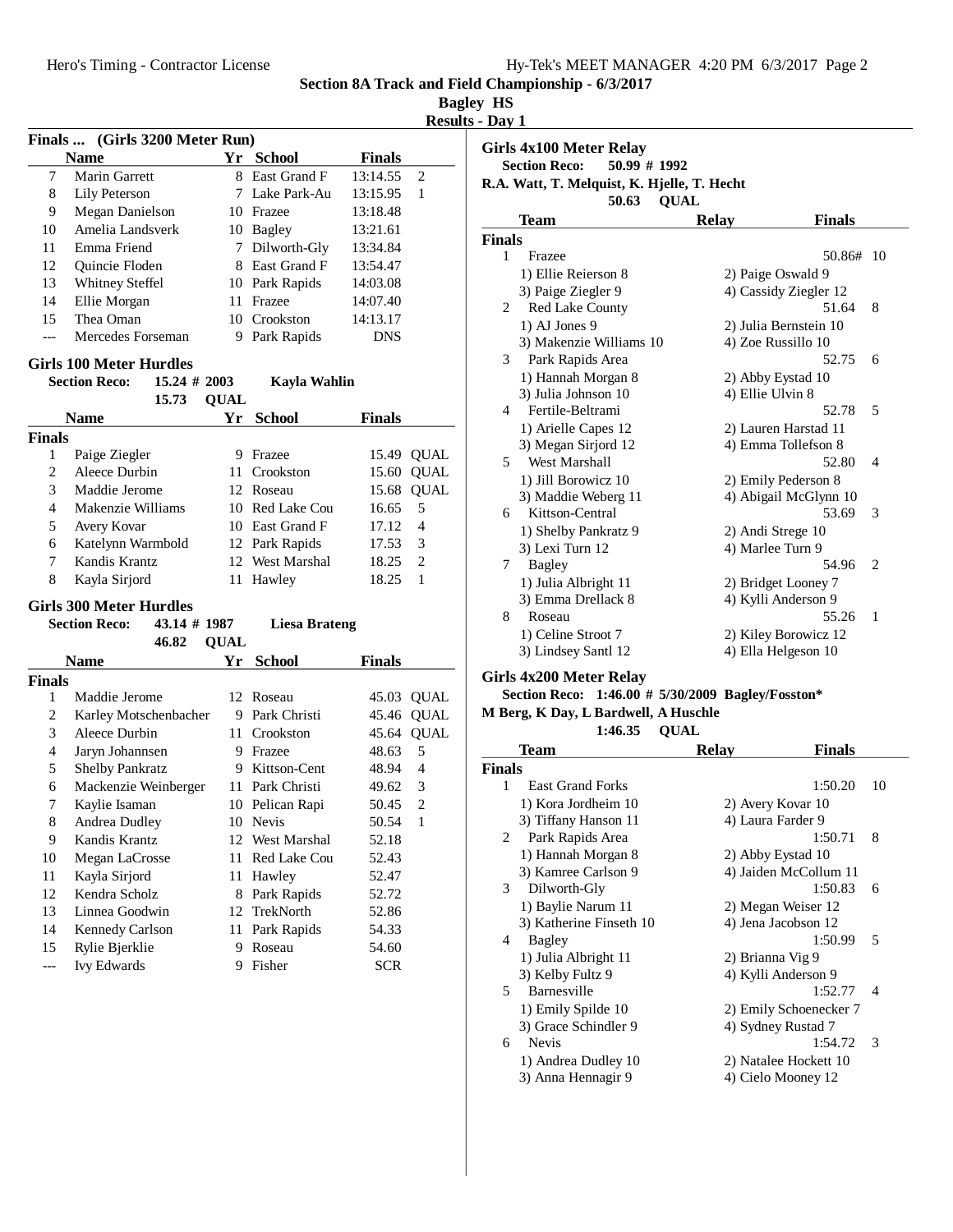## Section 8A Track and Field Championship - 6/3/2017

**Bagley HS**

**Results - Day 1**

### Finals ... (Girls 3200 Meter Run)

| | Name | Yr | School | Finals | |
|---|---|---|---|---|---|
| 7 | Marin Garrett | 8 | East Grand F | 13:14.55 | 2 |
| 8 | Lily Peterson | 7 | Lake Park-Au | 13:15.95 | 1 |
| 9 | Megan Danielson | 10 | Frazee | 13:18.48 | |
| 10 | Amelia Landsverk | 10 | Bagley | 13:21.61 | |
| 11 | Emma Friend | 7 | Dilworth-Gly | 13:34.84 | |
| 12 | Quincie Floden | 8 | East Grand F | 13:54.47 | |
| 13 | Whitney Steffel | 10 | Park Rapids | 14:03.08 | |
| 14 | Ellie Morgan | 11 | Frazee | 14:07.40 | |
| 15 | Thea Oman | 10 | Crookston | 14:13.17 | |
| --- | Mercedes Forseman | 9 | Park Rapids | DNS | |

### Girls 100 Meter Hurdles

**Section Reco: 15.24 # 2003 Kayla Wahlin**
**15.73 QUAL**

| | Name | Yr | School | Finals | |
|---|---|---|---|---|---|
| **Finals** | | | | | |
| 1 | Paige Ziegler | 9 | Frazee | 15.49 | QUAL |
| 2 | Aleece Durbin | 11 | Crookston | 15.60 | QUAL |
| 3 | Maddie Jerome | 12 | Roseau | 15.68 | QUAL |
| 4 | Makenzie Williams | 10 | Red Lake Cou | 16.65 | 5 |
| 5 | Avery Kovar | 10 | East Grand F | 17.12 | 4 |
| 6 | Katelynn Warmbold | 12 | Park Rapids | 17.53 | 3 |
| 7 | Kandis Krantz | 12 | West Marshal | 18.25 | 2 |
| 8 | Kayla Sirjord | 11 | Hawley | 18.25 | 1 |

### Girls 300 Meter Hurdles

**Section Reco: 43.14 # 1987 Liesa Brateng**
**46.82 QUAL**

| | Name | Yr | School | Finals | |
|---|---|---|---|---|---|
| **Finals** | | | | | |
| 1 | Maddie Jerome | 12 | Roseau | 45.03 | QUAL |
| 2 | Karley Motschenbacher | 9 | Park Christi | 45.46 | QUAL |
| 3 | Aleece Durbin | 11 | Crookston | 45.64 | QUAL |
| 4 | Jaryn Johannsen | 9 | Frazee | 48.63 | 5 |
| 5 | Shelby Pankratz | 9 | Kittson-Cent | 48.94 | 4 |
| 6 | Mackenzie Weinberger | 11 | Park Christi | 49.62 | 3 |
| 7 | Kaylie Isaman | 10 | Pelican Rapi | 50.45 | 2 |
| 8 | Andrea Dudley | 10 | Nevis | 50.54 | 1 |
| 9 | Kandis Krantz | 12 | West Marshal | 52.18 | |
| 10 | Megan LaCrosse | 11 | Red Lake Cou | 52.43 | |
| 11 | Kayla Sirjord | 11 | Hawley | 52.47 | |
| 12 | Kendra Scholz | 8 | Park Rapids | 52.72 | |
| 13 | Linnea Goodwin | 12 | TrekNorth | 52.86 | |
| 14 | Kennedy Carlson | 11 | Park Rapids | 54.33 | |
| 15 | Rylie Bjerklie | 9 | Roseau | 54.60 | |
| --- | Ivy Edwards | 9 | Fisher | SCR | |

### Girls 4x100 Meter Relay

**Section Reco: 50.99 # 1992**
**R.A. Watt, T. Melquist, K. Hjelle, T. Hecht**
**50.63 QUAL**

| | Team | Relay | Finals | |
|---|---|---|---|---|
| **Finals** | | | | |
| 1 | Frazee | | 50.86# | 10 |
| | 1) Ellie Reierson 8 | 2) Paige Oswald 9 | | |
| | 3) Paige Ziegler 9 | 4) Cassidy Ziegler 12 | | |
| 2 | Red Lake County | | 51.64 | 8 |
| | 1) AJ Jones 9 | 2) Julia Bernstein 10 | | |
| | 3) Makenzie Williams 10 | 4) Zoe Russillo 10 | | |
| 3 | Park Rapids Area | | 52.75 | 6 |
| | 1) Hannah Morgan 8 | 2) Abby Eystad 10 | | |
| | 3) Julia Johnson 10 | 4) Ellie Ulvin 8 | | |
| 4 | Fertile-Beltrami | | 52.78 | 5 |
| | 1) Arielle Capes 12 | 2) Lauren Harstad 11 | | |
| | 3) Megan Sirjord 12 | 4) Emma Tollefson 8 | | |
| 5 | West Marshall | | 52.80 | 4 |
| | 1) Jill Borowicz 10 | 2) Emily Pederson 8 | | |
| | 3) Maddie Weberg 11 | 4) Abigail McGlynn 10 | | |
| 6 | Kittson-Central | | 53.69 | 3 |
| | 1) Shelby Pankratz 9 | 2) Andi Strege 10 | | |
| | 3) Lexi Turn 12 | 4) Marlee Turn 9 | | |
| 7 | Bagley | | 54.96 | 2 |
| | 1) Julia Albright 11 | 2) Bridget Looney 7 | | |
| | 3) Emma Drellack 8 | 4) Kylli Anderson 9 | | |
| 8 | Roseau | | 55.26 | 1 |
| | 1) Celine Stroot 7 | 2) Kiley Borowicz 12 | | |
| | 3) Lindsey Santl 12 | 4) Ella Helgeson 10 | | |

### Girls 4x200 Meter Relay

**Section Reco: 1:46.00 # 5/30/2009 Bagley/Fosston***
**M Berg, K Day, L Bardwell, A Huschle**
**1:46.35 QUAL**

| | Team | Relay | Finals | |
|---|---|---|---|---|
| **Finals** | | | | |
| 1 | East Grand Forks | | 1:50.20 | 10 |
| | 1) Kora Jordheim 10 | 2) Avery Kovar 10 | | |
| | 3) Tiffany Hanson 11 | 4) Laura Farder 9 | | |
| 2 | Park Rapids Area | | 1:50.71 | 8 |
| | 1) Hannah Morgan 8 | 2) Abby Eystad 10 | | |
| | 3) Kamree Carlson 9 | 4) Jaiden McCollum 11 | | |
| 3 | Dilworth-Gly | | 1:50.83 | 6 |
| | 1) Baylie Narum 11 | 2) Megan Weiser 12 | | |
| | 3) Katherine Finseth 10 | 4) Jena Jacobson 12 | | |
| 4 | Bagley | | 1:50.99 | 5 |
| | 1) Julia Albright 11 | 2) Brianna Vig 9 | | |
| | 3) Kelby Fultz 9 | 4) Kylli Anderson 9 | | |
| 5 | Barnesville | | 1:52.77 | 4 |
| | 1) Emily Spilde 10 | 2) Emily Schoenecker 7 | | |
| | 3) Grace Schindler 9 | 4) Sydney Rustad 7 | | |
| 6 | Nevis | | 1:54.72 | 3 |
| | 1) Andrea Dudley 10 | 2) Natalee Hockett 10 | | |
| | 3) Anna Hennagir 9 | 4) Cielo Mooney 12 | | |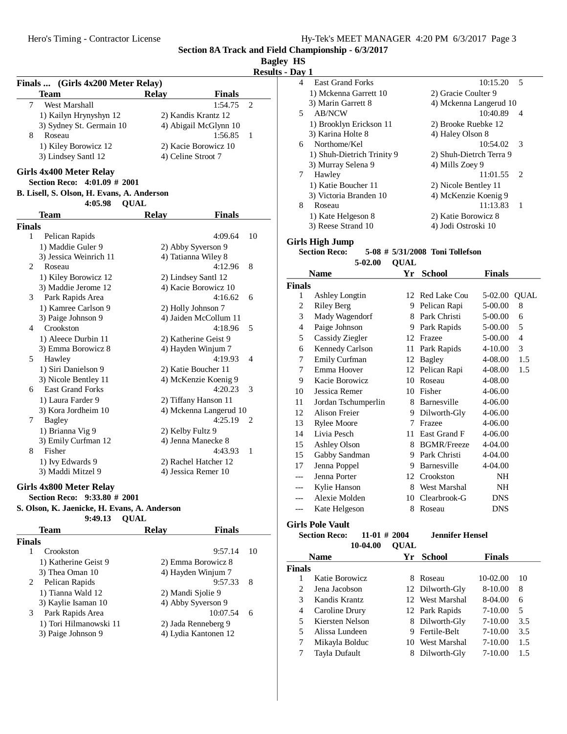Section 8A Track and Field Championship - 6/3/2017

Bagley HS

Results - Day 1

### Finals ... (Girls 4x200 Meter Relay)

| | Team | Relay | Finals | |
|---|---|---|---|---|
| 7 | West Marshall | | 1:54.75 | 2 |
| | 1) Kailyn Hrynyshyn 12 | 2) Kandis Krantz 12 | | |
| | 3) Sydney St. Germain 10 | 4) Abigail McGlynn 10 | | |
| 8 | Roseau | | 1:56.85 | 1 |
| | 1) Kiley Borowicz 12 | 2) Kacie Borowicz 10 | | |
| | 3) Lindsey Santl 12 | 4) Celine Stroot 7 | | |

### Girls 4x400 Meter Relay

**Section Reco: 4:01.09 # 2001**

**B. Lisell, S. Olson, H. Evans, A. Anderson**

**4:05.98 QUAL**

| | Team | Relay | Finals | |
|---|---|---|---|---|
| **Finals** | | | | |
| 1 | Pelican Rapids | | 4:09.64 | 10 |
| | 1) Maddie Guler 9 | 2) Abby Syverson 9 | | |
| | 3) Jessica Weinrich 11 | 4) Tatianna Wiley 8 | | |
| 2 | Roseau | | 4:12.96 | 8 |
| | 1) Kiley Borowicz 12 | 2) Lindsey Santl 12 | | |
| | 3) Maddie Jerome 12 | 4) Kacie Borowicz 10 | | |
| 3 | Park Rapids Area | | 4:16.62 | 6 |
| | 1) Kamree Carlson 9 | 2) Holly Johnson 7 | | |
| | 3) Paige Johnson 9 | 4) Jaiden McCollum 11 | | |
| 4 | Crookston | | 4:18.96 | 5 |
| | 1) Aleece Durbin 11 | 2) Katherine Geist 9 | | |
| | 3) Emma Borowicz 8 | 4) Hayden Winjum 7 | | |
| 5 | Hawley | | 4:19.93 | 4 |
| | 1) Siri Danielson 9 | 2) Katie Boucher 11 | | |
| | 3) Nicole Bentley 11 | 4) McKenzie Koenig 9 | | |
| 6 | East Grand Forks | | 4:20.23 | 3 |
| | 1) Laura Farder 9 | 2) Tiffany Hanson 11 | | |
| | 3) Kora Jordheim 10 | 4) Mckenna Langerud 10 | | |
| 7 | Bagley | | 4:25.19 | 2 |
| | 1) Brianna Vig 9 | 2) Kelby Fultz 9 | | |
| | 3) Emily Curfman 12 | 4) Jenna Manecke 8 | | |
| 8 | Fisher | | 4:43.93 | 1 |
| | 1) Ivy Edwards 9 | 2) Rachel Hatcher 12 | | |
| | 3) Maddi Mitzel 9 | 4) Jessica Remer 10 | | |

### Girls 4x800 Meter Relay

**Section Reco: 9:33.80 # 2001**

**S. Olson, K. Jaenicke, H. Evans, A. Anderson**

**9:49.13 QUAL**

| | Team | Relay | Finals | |
|---|---|---|---|---|
| **Finals** | | | | |
| 1 | Crookston | | 9:57.14 | 10 |
| | 1) Katherine Geist 9 | 2) Emma Borowicz 8 | | |
| | 3) Thea Oman 10 | 4) Hayden Winjum 7 | | |
| 2 | Pelican Rapids | | 9:57.33 | 8 |
| | 1) Tianna Wald 12 | 2) Mandi Sjolie 9 | | |
| | 3) Kaylie Isaman 10 | 4) Abby Syverson 9 | | |
| 3 | Park Rapids Area | | 10:07.54 | 6 |
| | 1) Tori Hilmanowski 11 | 2) Jada Renneberg 9 | | |
| | 3) Paige Johnson 9 | 4) Lydia Kantonen 12 | | |
| 4 | East Grand Forks | | 10:15.20 | 5 |
| | 1) Mckenna Garrett 10 | 2) Gracie Coulter 9 | | |
| | 3) Marin Garrett 8 | 4) Mckenna Langerud 10 | | |
| 5 | AB/NCW | | 10:40.89 | 4 |
| | 1) Brooklyn Erickson 11 | 2) Brooke Ruebke 12 | | |
| | 3) Karina Holte 8 | 4) Haley Olson 8 | | |
| 6 | Northome/Kel | | 10:54.02 | 3 |
| | 1) Shuh-Dietrich Trinity 9 | 2) Shuh-Dietrch Terra 9 | | |
| | 3) Murray Selena 9 | 4) Mills Zoey 9 | | |
| 7 | Hawley | | 11:01.55 | 2 |
| | 1) Katie Boucher 11 | 2) Nicole Bentley 11 | | |
| | 3) Victoria Branden 10 | 4) McKenzie Koenig 9 | | |
| 8 | Roseau | | 11:13.83 | 1 |
| | 1) Kate Helgeson 8 | 2) Katie Borowicz 8 | | |
| | 3) Reese Strand 10 | 4) Jodi Ostroski 10 | | |

### Girls High Jump

**Section Reco: 5-08 # 5/31/2008 Toni Tollefson**

**5-02.00 QUAL**

| | Name | Yr | School | Finals | |
|---|---|---|---|---|---|
| **Finals** | | | | | |
| 1 | Ashley Longtin | 12 | Red Lake Cou | 5-02.00 | QUAL |
| 2 | Riley Berg | 9 | Pelican Rapi | 5-00.00 | 8 |
| 3 | Mady Wagendorf | 8 | Park Christi | 5-00.00 | 6 |
| 4 | Paige Johnson | 9 | Park Rapids | 5-00.00 | 5 |
| 5 | Cassidy Ziegler | 12 | Frazee | 5-00.00 | 4 |
| 6 | Kennedy Carlson | 11 | Park Rapids | 4-10.00 | 3 |
| 7 | Emily Curfman | 12 | Bagley | 4-08.00 | 1.5 |
| 7 | Emma Hoover | 12 | Pelican Rapi | 4-08.00 | 1.5 |
| 9 | Kacie Borowicz | 10 | Roseau | 4-08.00 | |
| 10 | Jessica Remer | 10 | Fisher | 4-06.00 | |
| 11 | Jordan Tschumperlin | 8 | Barnesville | 4-06.00 | |
| 12 | Alison Freier | 9 | Dilworth-Gly | 4-06.00 | |
| 13 | Rylee Moore | 7 | Frazee | 4-06.00 | |
| 14 | Livia Pesch | 11 | East Grand F | 4-06.00 | |
| 15 | Ashley Olson | 8 | BGMR/Freeze | 4-04.00 | |
| 15 | Gabby Sandman | 9 | Park Christi | 4-04.00 | |
| 17 | Jenna Poppel | 9 | Barnesville | 4-04.00 | |
| --- | Jenna Porter | 12 | Crookston | NH | |
| --- | Kylie Hanson | 8 | West Marshal | NH | |
| --- | Alexie Molden | 10 | Clearbrook-G | DNS | |
| --- | Kate Helgeson | 8 | Roseau | DNS | |

### Girls Pole Vault

**Section Reco: 11-01 # 2004 Jennifer Hensel**

**10-04.00 QUAL**

| | Name | Yr | School | Finals | |
|---|---|---|---|---|---|
| **Finals** | | | | | |
| 1 | Katie Borowicz | 8 | Roseau | 10-02.00 | 10 |
| 2 | Jena Jacobson | 12 | Dilworth-Gly | 8-10.00 | 8 |
| 3 | Kandis Krantz | 12 | West Marshal | 8-04.00 | 6 |
| 4 | Caroline Drury | 12 | Park Rapids | 7-10.00 | 5 |
| 5 | Kiersten Nelson | 8 | Dilworth-Gly | 7-10.00 | 3.5 |
| 5 | Alissa Lundeen | 9 | Fertile-Belt | 7-10.00 | 3.5 |
| 7 | Mikayla Bolduc | 10 | West Marshal | 7-10.00 | 1.5 |
| 7 | Tayla Dufault | 8 | Dilworth-Gly | 7-10.00 | 1.5 |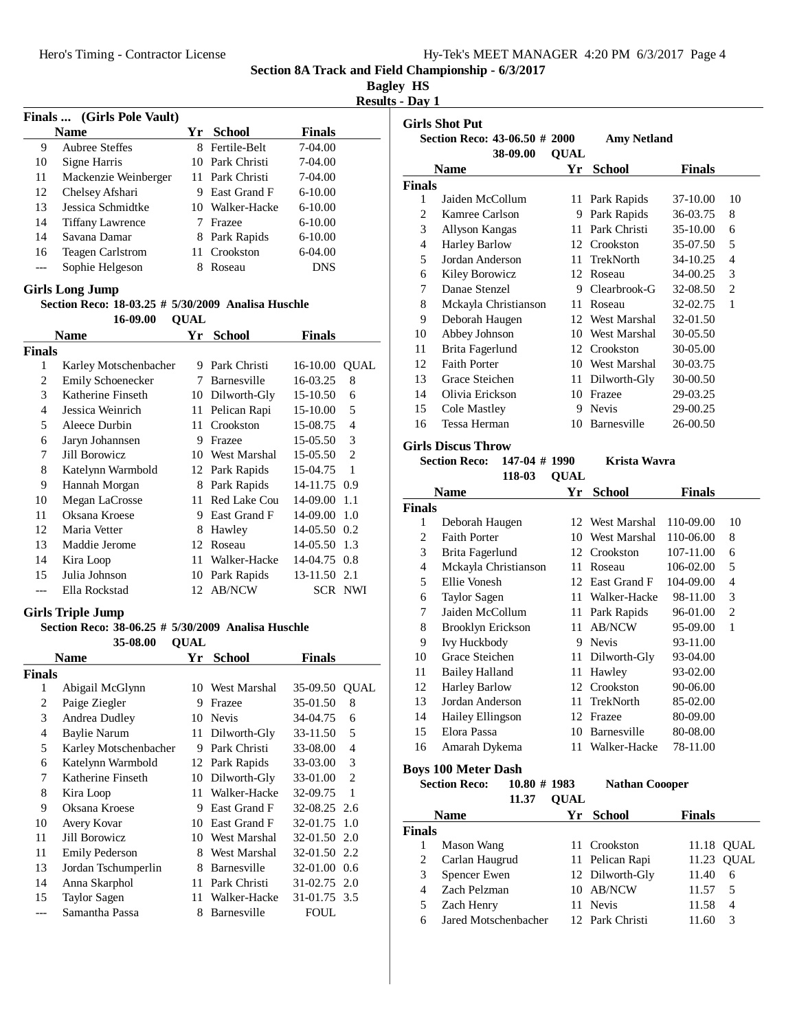Section 8A Track and Field Championship - 6/3/2017

Bagley HS

Results - Day 1

### Finals ... (Girls Pole Vault)

| | Name | Yr | School | Finals |
|---|---|---|---|---|
| 9 | Aubree Steffes | 8 | Fertile-Belt | 7-04.00 |
| 10 | Signe Harris | 10 | Park Christi | 7-04.00 |
| 11 | Mackenzie Weinberger | 11 | Park Christi | 7-04.00 |
| 12 | Chelsey Afshari | 9 | East Grand F | 6-10.00 |
| 13 | Jessica Schmidtke | 10 | Walker-Hacke | 6-10.00 |
| 14 | Tiffany Lawrence | 7 | Frazee | 6-10.00 |
| 14 | Savana Damar | 8 | Park Rapids | 6-10.00 |
| 16 | Teagen Carlstrom | 11 | Crookston | 6-04.00 |
| --- | Sophie Helgeson | 8 | Roseau | DNS |

### Girls Long Jump

**Section Reco: 18-03.25 # 5/30/2009 Analisa Huschle**

**16-09.00 QUAL**

| | Name | Yr | School | Finals | |
|---|---|---|---|---|---|
| **Finals** | | | | | |
| 1 | Karley Motschenbacher | 9 | Park Christi | 16-10.00 | QUAL |
| 2 | Emily Schoenecker | 7 | Barnesville | 16-03.25 | 8 |
| 3 | Katherine Finseth | 10 | Dilworth-Gly | 15-10.50 | 6 |
| 4 | Jessica Weinrich | 11 | Pelican Rapi | 15-10.00 | 5 |
| 5 | Aleece Durbin | 11 | Crookston | 15-08.75 | 4 |
| 6 | Jaryn Johannsen | 9 | Frazee | 15-05.50 | 3 |
| 7 | Jill Borowicz | 10 | West Marshal | 15-05.50 | 2 |
| 8 | Katelynn Warmbold | 12 | Park Rapids | 15-04.75 | 1 |
| 9 | Hannah Morgan | 8 | Park Rapids | 14-11.75 | 0.9 |
| 10 | Megan LaCrosse | 11 | Red Lake Cou | 14-09.00 | 1.1 |
| 11 | Oksana Kroese | 9 | East Grand F | 14-09.00 | 1.0 |
| 12 | Maria Vetter | 8 | Hawley | 14-05.50 | 0.2 |
| 13 | Maddie Jerome | 12 | Roseau | 14-05.50 | 1.3 |
| 14 | Kira Loop | 11 | Walker-Hacke | 14-04.75 | 0.8 |
| 15 | Julia Johnson | 10 | Park Rapids | 13-11.50 | 2.1 |
| --- | Ella Rockstad | 12 | AB/NCW | SCR | NWI |

### Girls Triple Jump

**Section Reco: 38-06.25 # 5/30/2009 Analisa Huschle**

**35-08.00 QUAL**

| | Name | Yr | School | Finals | |
|---|---|---|---|---|---|
| **Finals** | | | | | |
| 1 | Abigail McGlynn | 10 | West Marshal | 35-09.50 | QUAL |
| 2 | Paige Ziegler | 9 | Frazee | 35-01.50 | 8 |
| 3 | Andrea Dudley | 10 | Nevis | 34-04.75 | 6 |
| 4 | Baylie Narum | 11 | Dilworth-Gly | 33-11.50 | 5 |
| 5 | Karley Motschenbacher | 9 | Park Christi | 33-08.00 | 4 |
| 6 | Katelynn Warmbold | 12 | Park Rapids | 33-03.00 | 3 |
| 7 | Katherine Finseth | 10 | Dilworth-Gly | 33-01.00 | 2 |
| 8 | Kira Loop | 11 | Walker-Hacke | 32-09.75 | 1 |
| 9 | Oksana Kroese | 9 | East Grand F | 32-08.25 | 2.6 |
| 10 | Avery Kovar | 10 | East Grand F | 32-01.75 | 1.0 |
| 11 | Jill Borowicz | 10 | West Marshal | 32-01.50 | 2.0 |
| 11 | Emily Pederson | 8 | West Marshal | 32-01.50 | 2.2 |
| 13 | Jordan Tschumperlin | 8 | Barnesville | 32-01.00 | 0.6 |
| 14 | Anna Skarphol | 11 | Park Christi | 31-02.75 | 2.0 |
| 15 | Taylor Sagen | 11 | Walker-Hacke | 31-01.75 | 3.5 |
| --- | Samantha Passa | 8 | Barnesville | FOUL | |

### Girls Shot Put

**Section Reco: 43-06.50 # 2000 Amy Netland**

**38-09.00 QUAL**

| | Name | Yr | School | Finals | |
|---|---|---|---|---|---|
| **Finals** | | | | | |
| 1 | Jaiden McCollum | 11 | Park Rapids | 37-10.00 | 10 |
| 2 | Kamree Carlson | 9 | Park Rapids | 36-03.75 | 8 |
| 3 | Allyson Kangas | 11 | Park Christi | 35-10.00 | 6 |
| 4 | Harley Barlow | 12 | Crookston | 35-07.50 | 5 |
| 5 | Jordan Anderson | 11 | TrekNorth | 34-10.25 | 4 |
| 6 | Kiley Borowicz | 12 | Roseau | 34-00.25 | 3 |
| 7 | Danae Stenzel | 9 | Clearbrook-G | 32-08.50 | 2 |
| 8 | Mckayla Christianson | 11 | Roseau | 32-02.75 | 1 |
| 9 | Deborah Haugen | 12 | West Marshal | 32-01.50 | |
| 10 | Abbey Johnson | 10 | West Marshal | 30-05.50 | |
| 11 | Brita Fagerlund | 12 | Crookston | 30-05.00 | |
| 12 | Faith Porter | 10 | West Marshal | 30-03.75 | |
| 13 | Grace Steichen | 11 | Dilworth-Gly | 30-00.50 | |
| 14 | Olivia Erickson | 10 | Frazee | 29-03.25 | |
| 15 | Cole Mastley | 9 | Nevis | 29-00.25 | |
| 16 | Tessa Herman | 10 | Barnesville | 26-00.50 | |

### Girls Discus Throw

**Section Reco: 147-04 # 1990 Krista Wavra**

**118-03 QUAL**

| | Name | Yr | School | Finals | |
|---|---|---|---|---|---|
| **Finals** | | | | | |
| 1 | Deborah Haugen | 12 | West Marshal | 110-09.00 | 10 |
| 2 | Faith Porter | 10 | West Marshal | 110-06.00 | 8 |
| 3 | Brita Fagerlund | 12 | Crookston | 107-11.00 | 6 |
| 4 | Mckayla Christianson | 11 | Roseau | 106-02.00 | 5 |
| 5 | Ellie Vonesh | 12 | East Grand F | 104-09.00 | 4 |
| 6 | Taylor Sagen | 11 | Walker-Hacke | 98-11.00 | 3 |
| 7 | Jaiden McCollum | 11 | Park Rapids | 96-01.00 | 2 |
| 8 | Brooklyn Erickson | 11 | AB/NCW | 95-09.00 | 1 |
| 9 | Ivy Huckbody | 9 | Nevis | 93-11.00 | |
| 10 | Grace Steichen | 11 | Dilworth-Gly | 93-04.00 | |
| 11 | Bailey Halland | 11 | Hawley | 93-02.00 | |
| 12 | Harley Barlow | 12 | Crookston | 90-06.00 | |
| 13 | Jordan Anderson | 11 | TrekNorth | 85-02.00 | |
| 14 | Hailey Ellingson | 12 | Frazee | 80-09.00 | |
| 15 | Elora Passa | 10 | Barnesville | 80-08.00 | |
| 16 | Amarah Dykema | 11 | Walker-Hacke | 78-11.00 | |

### Boys 100 Meter Dash

**Section Reco: 10.80 # 1983 Nathan Coooper**

**11.37 QUAL**

| | Name | Yr | School | Finals | |
|---|---|---|---|---|---|
| **Finals** | | | | | |
| 1 | Mason Wang | 11 | Crookston | 11.18 | QUAL |
| 2 | Carlan Haugrud | 11 | Pelican Rapi | 11.23 | QUAL |
| 3 | Spencer Ewen | 12 | Dilworth-Gly | 11.40 | 6 |
| 4 | Zach Pelzman | 10 | AB/NCW | 11.57 | 5 |
| 5 | Zach Henry | 11 | Nevis | 11.58 | 4 |
| 6 | Jared Motschenbacher | 12 | Park Christi | 11.60 | 3 |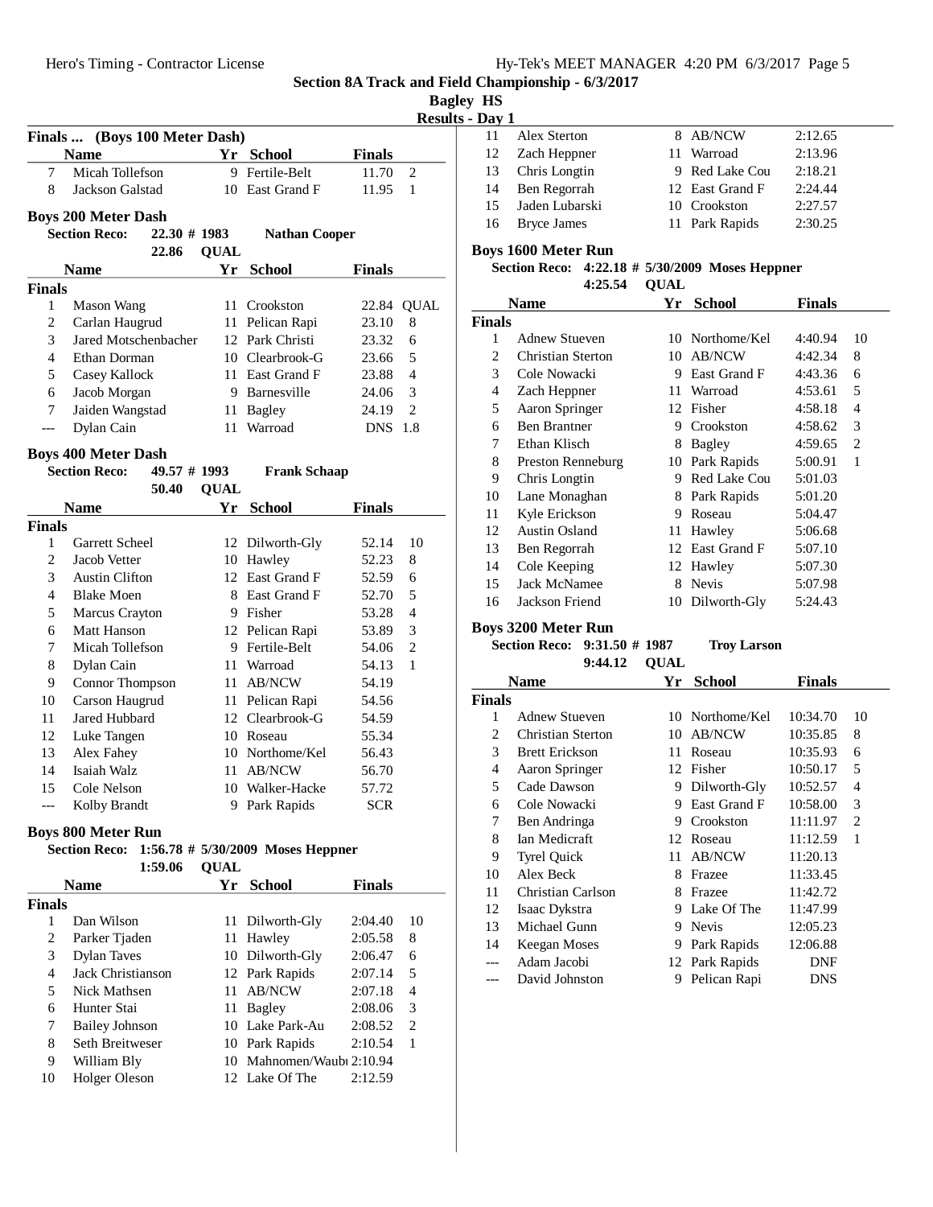## Section 8A Track and Field Championship - 6/3/2017

### Bagley HS

### Results - Day 1

**Finals ... (Boys 100 Meter Dash)**

| | Name | Yr | School | Finals | |
|---|---|---|---|---|---|
| 7 | Micah Tollefson | 9 | Fertile-Belt | 11.70 | 2 |
| 8 | Jackson Galstad | 10 | East Grand F | 11.95 | 1 |

### Boys 200 Meter Dash

**Section Reco: 22.30 # 1983 Nathan Cooper**

**22.86 QUAL**

| | Name | Yr | School | Finals | |
|---|---|---|---|---|---|
| **Finals** | | | | | |
| 1 | Mason Wang | 11 | Crookston | 22.84 | QUAL |
| 2 | Carlan Haugrud | 11 | Pelican Rapi | 23.10 | 8 |
| 3 | Jared Motschenbacher | 12 | Park Christi | 23.32 | 6 |
| 4 | Ethan Dorman | 10 | Clearbrook-G | 23.66 | 5 |
| 5 | Casey Kallock | 11 | East Grand F | 23.88 | 4 |
| 6 | Jacob Morgan | 9 | Barnesville | 24.06 | 3 |
| 7 | Jaiden Wangstad | 11 | Bagley | 24.19 | 2 |
| --- | Dylan Cain | 11 | Warroad | DNS | 1.8 |

### Boys 400 Meter Dash

**Section Reco: 49.57 # 1993 Frank Schaap**

**50.40 QUAL**

| | Name | Yr | School | Finals | |
|---|---|---|---|---|---|
| **Finals** | | | | | |
| 1 | Garrett Scheel | 12 | Dilworth-Gly | 52.14 | 10 |
| 2 | Jacob Vetter | 10 | Hawley | 52.23 | 8 |
| 3 | Austin Clifton | 12 | East Grand F | 52.59 | 6 |
| 4 | Blake Moen | 8 | East Grand F | 52.70 | 5 |
| 5 | Marcus Crayton | 9 | Fisher | 53.28 | 4 |
| 6 | Matt Hanson | 12 | Pelican Rapi | 53.89 | 3 |
| 7 | Micah Tollefson | 9 | Fertile-Belt | 54.06 | 2 |
| 8 | Dylan Cain | 11 | Warroad | 54.13 | 1 |
| 9 | Connor Thompson | 11 | AB/NCW | 54.19 | |
| 10 | Carson Haugrud | 11 | Pelican Rapi | 54.56 | |
| 11 | Jared Hubbard | 12 | Clearbrook-G | 54.59 | |
| 12 | Luke Tangen | 10 | Roseau | 55.34 | |
| 13 | Alex Fahey | 10 | Northome/Kel | 56.43 | |
| 14 | Isaiah Walz | 11 | AB/NCW | 56.70 | |
| 15 | Cole Nelson | 10 | Walker-Hacke | 57.72 | |
| --- | Kolby Brandt | 9 | Park Rapids | SCR | |

### Boys 800 Meter Run

**Section Reco: 1:56.78 # 5/30/2009 Moses Heppner**

**1:59.06 QUAL**

| | Name | Yr | School | Finals | |
|---|---|---|---|---|---|
| **Finals** | | | | | |
| 1 | Dan Wilson | 11 | Dilworth-Gly | 2:04.40 | 10 |
| 2 | Parker Tjaden | 11 | Hawley | 2:05.58 | 8 |
| 3 | Dylan Taves | 10 | Dilworth-Gly | 2:06.47 | 6 |
| 4 | Jack Christianson | 12 | Park Rapids | 2:07.14 | 5 |
| 5 | Nick Mathsen | 11 | AB/NCW | 2:07.18 | 4 |
| 6 | Hunter Stai | 11 | Bagley | 2:08.06 | 3 |
| 7 | Bailey Johnson | 10 | Lake Park-Au | 2:08.52 | 2 |
| 8 | Seth Breitweser | 10 | Park Rapids | 2:10.54 | 1 |
| 9 | William Bly | 10 | Mahnomen/Waub | 2:10.94 | |
| 10 | Holger Oleson | 12 | Lake Of The | 2:12.59 | |
| 11 | Alex Sterton | 8 | AB/NCW | 2:12.65 | |
| 12 | Zach Heppner | 11 | Warroad | 2:13.96 | |
| 13 | Chris Longtin | 9 | Red Lake Cou | 2:18.21 | |
| 14 | Ben Regorrah | 12 | East Grand F | 2:24.44 | |
| 15 | Jaden Lubarski | 10 | Crookston | 2:27.57 | |
| 16 | Bryce James | 11 | Park Rapids | 2:30.25 | |

### Boys 1600 Meter Run

**Section Reco: 4:22.18 # 5/30/2009 Moses Heppner**

**4:25.54 QUAL**

| | Name | Yr | School | Finals | |
|---|---|---|---|---|---|
| **Finals** | | | | | |
| 1 | Adnew Stueven | 10 | Northome/Kel | 4:40.94 | 10 |
| 2 | Christian Sterton | 10 | AB/NCW | 4:42.34 | 8 |
| 3 | Cole Nowacki | 9 | East Grand F | 4:43.36 | 6 |
| 4 | Zach Heppner | 11 | Warroad | 4:53.61 | 5 |
| 5 | Aaron Springer | 12 | Fisher | 4:58.18 | 4 |
| 6 | Ben Brantner | 9 | Crookston | 4:58.62 | 3 |
| 7 | Ethan Klisch | 8 | Bagley | 4:59.65 | 2 |
| 8 | Preston Renneburg | 10 | Park Rapids | 5:00.91 | 1 |
| 9 | Chris Longtin | 9 | Red Lake Cou | 5:01.03 | |
| 10 | Lane Monaghan | 8 | Park Rapids | 5:01.20 | |
| 11 | Kyle Erickson | 9 | Roseau | 5:04.47 | |
| 12 | Austin Osland | 11 | Hawley | 5:06.68 | |
| 13 | Ben Regorrah | 12 | East Grand F | 5:07.10 | |
| 14 | Cole Keeping | 12 | Hawley | 5:07.30 | |
| 15 | Jack McNamee | 8 | Nevis | 5:07.98 | |
| 16 | Jackson Friend | 10 | Dilworth-Gly | 5:24.43 | |

### Boys 3200 Meter Run

**Section Reco: 9:31.50 # 1987 Troy Larson**

**9:44.12 QUAL**

| | Name | Yr | School | Finals | |
|---|---|---|---|---|---|
| **Finals** | | | | | |
| 1 | Adnew Stueven | 10 | Northome/Kel | 10:34.70 | 10 |
| 2 | Christian Sterton | 10 | AB/NCW | 10:35.85 | 8 |
| 3 | Brett Erickson | 11 | Roseau | 10:35.93 | 6 |
| 4 | Aaron Springer | 12 | Fisher | 10:50.17 | 5 |
| 5 | Cade Dawson | 9 | Dilworth-Gly | 10:52.57 | 4 |
| 6 | Cole Nowacki | 9 | East Grand F | 10:58.00 | 3 |
| 7 | Ben Andringa | 9 | Crookston | 11:11.97 | 2 |
| 8 | Ian Medicraft | 12 | Roseau | 11:12.59 | 1 |
| 9 | Tyrel Quick | 11 | AB/NCW | 11:20.13 | |
| 10 | Alex Beck | 8 | Frazee | 11:33.45 | |
| 11 | Christian Carlson | 8 | Frazee | 11:42.72 | |
| 12 | Isaac Dykstra | 9 | Lake Of The | 11:47.99 | |
| 13 | Michael Gunn | 9 | Nevis | 12:05.23 | |
| 14 | Keegan Moses | 9 | Park Rapids | 12:06.88 | |
| --- | Adam Jacobi | 12 | Park Rapids | DNF | |
| --- | David Johnston | 9 | Pelican Rapi | DNS | |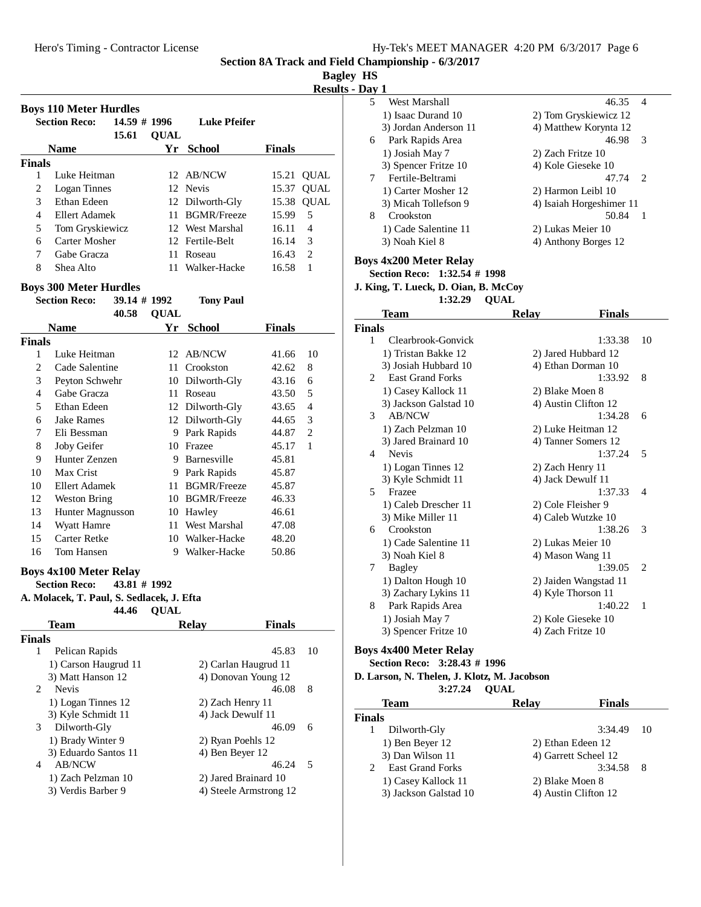Section 8A Track and Field Championship - 6/3/2017

Bagley HS

Results - Day 1

## Boys 110 Meter Hurdles

**Section Reco:** 14.59 # 1996 Luke Pfeifer

15.61 QUAL

| | Name | Yr | School | Finals | |
|---|---|---|---|---|---|
| **Finals** | | | | | |
| 1 | Luke Heitman | 12 | AB/NCW | 15.21 | QUAL |
| 2 | Logan Tinnes | 12 | Nevis | 15.37 | QUAL |
| 3 | Ethan Edeen | 12 | Dilworth-Gly | 15.38 | QUAL |
| 4 | Ellert Adamek | 11 | BGMR/Freeze | 15.99 | 5 |
| 5 | Tom Gryskiewicz | 12 | West Marshal | 16.11 | 4 |
| 6 | Carter Mosher | 12 | Fertile-Belt | 16.14 | 3 |
| 7 | Gabe Gracza | 11 | Roseau | 16.43 | 2 |
| 8 | Shea Alto | 11 | Walker-Hacke | 16.58 | 1 |

## Boys 300 Meter Hurdles

**Section Reco:** 39.14 # 1992 Tony Paul

40.58 QUAL

| | Name | Yr | School | Finals | |
|---|---|---|---|---|---|
| **Finals** | | | | | |
| 1 | Luke Heitman | 12 | AB/NCW | 41.66 | 10 |
| 2 | Cade Salentine | 11 | Crookston | 42.62 | 8 |
| 3 | Peyton Schwehr | 10 | Dilworth-Gly | 43.16 | 6 |
| 4 | Gabe Gracza | 11 | Roseau | 43.50 | 5 |
| 5 | Ethan Edeen | 12 | Dilworth-Gly | 43.65 | 4 |
| 6 | Jake Rames | 12 | Dilworth-Gly | 44.65 | 3 |
| 7 | Eli Bessman | 9 | Park Rapids | 44.87 | 2 |
| 8 | Joby Geifer | 10 | Frazee | 45.17 | 1 |
| 9 | Hunter Zenzen | 9 | Barnesville | 45.81 | |
| 10 | Max Crist | 9 | Park Rapids | 45.87 | |
| 10 | Ellert Adamek | 11 | BGMR/Freeze | 45.87 | |
| 12 | Weston Bring | 10 | BGMR/Freeze | 46.33 | |
| 13 | Hunter Magnusson | 10 | Hawley | 46.61 | |
| 14 | Wyatt Hamre | 11 | West Marshal | 47.08 | |
| 15 | Carter Retke | 10 | Walker-Hacke | 48.20 | |
| 16 | Tom Hansen | 9 | Walker-Hacke | 50.86 | |

## Boys 4x100 Meter Relay

**Section Reco:** 43.81 # 1992

A. Molacek, T. Paul, S. Sedlacek, J. Efta

44.46 QUAL

| | Team | Relay | Finals | |
|---|---|---|---|---|
| **Finals** | | | | |
| 1 | Pelican Rapids | | 45.83 | 10 |
| | 1) Carson Haugrud 11 | 2) Carlan Haugrud 11 | | |
| | 3) Matt Hanson 12 | 4) Donovan Young 12 | | |
| 2 | Nevis | | 46.08 | 8 |
| | 1) Logan Tinnes 12 | 2) Zach Henry 11 | | |
| | 3) Kyle Schmidt 11 | 4) Jack Dewulf 11 | | |
| 3 | Dilworth-Gly | | 46.09 | 6 |
| | 1) Brady Winter 9 | 2) Ryan Poehls 12 | | |
| | 3) Eduardo Santos 11 | 4) Ben Beyer 12 | | |
| 4 | AB/NCW | | 46.24 | 5 |
| | 1) Zach Pelzman 10 | 2) Jared Brainard 10 | | |
| | 3) Verdis Barber 9 | 4) Steele Armstrong 12 | | |
| 5 | West Marshall | | 46.35 | 4 |
| | 1) Isaac Durand 10 | 2) Tom Gryskiewicz 12 | | |
| | 3) Jordan Anderson 11 | 4) Matthew Korynta 12 | | |
| 6 | Park Rapids Area | | 46.98 | 3 |
| | 1) Josiah May 7 | 2) Zach Fritze 10 | | |
| | 3) Spencer Fritze 10 | 4) Kole Gieseke 10 | | |
| 7 | Fertile-Beltrami | | 47.74 | 2 |
| | 1) Carter Mosher 12 | 2) Harmon Leibl 10 | | |
| | 3) Micah Tollefson 9 | 4) Isaiah Horgeshimer 11 | | |
| 8 | Crookston | | 50.84 | 1 |
| | 1) Cade Salentine 11 | 2) Lukas Meier 10 | | |
| | 3) Noah Kiel 8 | 4) Anthony Borges 12 | | |

## Boys 4x200 Meter Relay

**Section Reco:** 1:32.54 # 1998

J. King, T. Lueck, D. Oian, B. McCoy

1:32.29 QUAL

| | Team | Relay | Finals | |
|---|---|---|---|---|
| **Finals** | | | | |
| 1 | Clearbrook-Gonvick | | 1:33.38 | 10 |
| | 1) Tristan Bakke 12 | 2) Jared Hubbard 12 | | |
| | 3) Josiah Hubbard 10 | 4) Ethan Dorman 10 | | |
| 2 | East Grand Forks | | 1:33.92 | 8 |
| | 1) Casey Kallock 11 | 2) Blake Moen 8 | | |
| | 3) Jackson Galstad 10 | 4) Austin Clifton 12 | | |
| 3 | AB/NCW | | 1:34.28 | 6 |
| | 1) Zach Pelzman 10 | 2) Luke Heitman 12 | | |
| | 3) Jared Brainard 10 | 4) Tanner Somers 12 | | |
| 4 | Nevis | | 1:37.24 | 5 |
| | 1) Logan Tinnes 12 | 2) Zach Henry 11 | | |
| | 3) Kyle Schmidt 11 | 4) Jack Dewulf 11 | | |
| 5 | Frazee | | 1:37.33 | 4 |
| | 1) Caleb Drescher 11 | 2) Cole Fleisher 9 | | |
| | 3) Mike Miller 11 | 4) Caleb Wutzke 10 | | |
| 6 | Crookston | | 1:38.26 | 3 |
| | 1) Cade Salentine 11 | 2) Lukas Meier 10 | | |
| | 3) Noah Kiel 8 | 4) Mason Wang 11 | | |
| 7 | Bagley | | 1:39.05 | 2 |
| | 1) Dalton Hough 10 | 2) Jaiden Wangstad 11 | | |
| | 3) Zachary Lykins 11 | 4) Kyle Thorson 11 | | |
| 8 | Park Rapids Area | | 1:40.22 | 1 |
| | 1) Josiah May 7 | 2) Kole Gieseke 10 | | |
| | 3) Spencer Fritze 10 | 4) Zach Fritze 10 | | |

## Boys 4x400 Meter Relay

**Section Reco:** 3:28.43 # 1996

D. Larson, N. Thelen, J. Klotz, M. Jacobson

3:27.24 QUAL

| | Team | Relay | Finals | |
|---|---|---|---|---|
| **Finals** | | | | |
| 1 | Dilworth-Gly | | 3:34.49 | 10 |
| | 1) Ben Beyer 12 | 2) Ethan Edeen 12 | | |
| | 3) Dan Wilson 11 | 4) Garrett Scheel 12 | | |
| 2 | East Grand Forks | | 3:34.58 | 8 |
| | 1) Casey Kallock 11 | 2) Blake Moen 8 | | |
| | 3) Jackson Galstad 10 | 4) Austin Clifton 12 | | |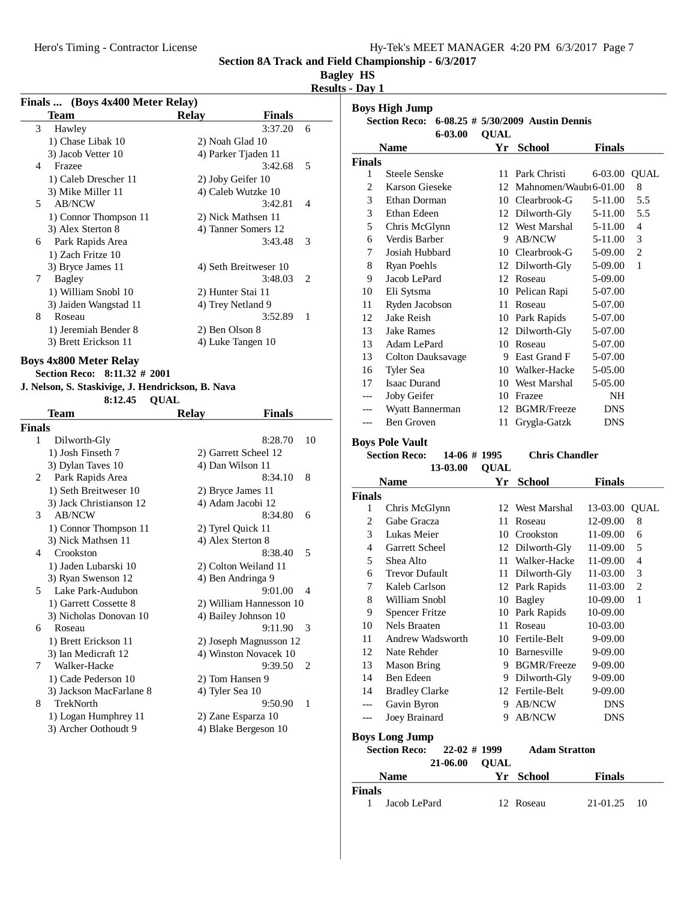## Section 8A Track and Field Championship - 6/3/2017

**Bagley HS**

**Results - Day 1**

### Finals ... (Boys 4x400 Meter Relay)

| | Team | Relay | Finals | |
|---|---|---|---|---|
| 3 | Hawley | | 3:37.20 | 6 |
| | 1) Chase Libak 10 | 2) Noah Glad 10 | | |
| | 3) Jacob Vetter 10 | 4) Parker Tjaden 11 | | |
| 4 | Frazee | | 3:42.68 | 5 |
| | 1) Caleb Drescher 11 | 2) Joby Geifer 10 | | |
| | 3) Mike Miller 11 | 4) Caleb Wutzke 10 | | |
| 5 | AB/NCW | | 3:42.81 | 4 |
| | 1) Connor Thompson 11 | 2) Nick Mathsen 11 | | |
| | 3) Alex Sterton 8 | 4) Tanner Somers 12 | | |
| 6 | Park Rapids Area | | 3:43.48 | 3 |
| | 1) Zach Fritze 10 | | | |
| | 3) Bryce James 11 | 4) Seth Breitweser 10 | | |
| 7 | Bagley | | 3:48.03 | 2 |
| | 1) William Snobl 10 | 2) Hunter Stai 11 | | |
| | 3) Jaiden Wangstad 11 | 4) Trey Netland 9 | | |
| 8 | Roseau | | 3:52.89 | 1 |
| | 1) Jeremiah Bender 8 | 2) Ben Olson 8 | | |
| | 3) Brett Erickson 11 | 4) Luke Tangen 10 | | |

### Boys 4x800 Meter Relay

**Section Reco: 8:11.32 # 2001**

**J. Nelson, S. Staskivige, J. Hendrickson, B. Nava**

**8:12.45 QUAL**

| | Team | Relay | Finals | |
|---|---|---|---|---|
| **Finals** | | | | |
| 1 | Dilworth-Gly | | 8:28.70 | 10 |
| | 1) Josh Finseth 7 | 2) Garrett Scheel 12 | | |
| | 3) Dylan Taves 10 | 4) Dan Wilson 11 | | |
| 2 | Park Rapids Area | | 8:34.10 | 8 |
| | 1) Seth Breitweser 10 | 2) Bryce James 11 | | |
| | 3) Jack Christianson 12 | 4) Adam Jacobi 12 | | |
| 3 | AB/NCW | | 8:34.80 | 6 |
| | 1) Connor Thompson 11 | 2) Tyrel Quick 11 | | |
| | 3) Nick Mathsen 11 | 4) Alex Sterton 8 | | |
| 4 | Crookston | | 8:38.40 | 5 |
| | 1) Jaden Lubarski 10 | 2) Colton Weiland 11 | | |
| | 3) Ryan Swenson 12 | 4) Ben Andringa 9 | | |
| 5 | Lake Park-Audubon | | 9:01.00 | 4 |
| | 1) Garrett Cossette 8 | 2) William Hannesson 10 | | |
| | 3) Nicholas Donovan 10 | 4) Bailey Johnson 10 | | |
| 6 | Roseau | | 9:11.90 | 3 |
| | 1) Brett Erickson 11 | 2) Joseph Magnusson 12 | | |
| | 3) Ian Medicraft 12 | 4) Winston Novacek 10 | | |
| 7 | Walker-Hacke | | 9:39.50 | 2 |
| | 1) Cade Pederson 10 | 2) Tom Hansen 9 | | |
| | 3) Jackson MacFarlane 8 | 4) Tyler Sea 10 | | |
| 8 | TrekNorth | | 9:50.90 | 1 |
| | 1) Logan Humphrey 11 | 2) Zane Esparza 10 | | |
| | 3) Archer Oothoudt 9 | 4) Blake Bergeson 10 | | |

### Boys High Jump

**Section Reco: 6-08.25 # 5/30/2009 Austin Dennis**

**6-03.00 QUAL**

| | Name | Yr | School | Finals | |
|---|---|---|---|---|---|
| **Finals** | | | | | |
| 1 | Steele Senske | 11 | Park Christi | 6-03.00 | QUAL |
| 2 | Karson Gieseke | 12 | Mahnomen/Waubı | 6-01.00 | 8 |
| 3 | Ethan Dorman | 10 | Clearbrook-G | 5-11.00 | 5.5 |
| 3 | Ethan Edeen | 12 | Dilworth-Gly | 5-11.00 | 5.5 |
| 5 | Chris McGlynn | 12 | West Marshal | 5-11.00 | 4 |
| 6 | Verdis Barber | 9 | AB/NCW | 5-11.00 | 3 |
| 7 | Josiah Hubbard | 10 | Clearbrook-G | 5-09.00 | 2 |
| 8 | Ryan Poehls | 12 | Dilworth-Gly | 5-09.00 | 1 |
| 9 | Jacob LePard | 12 | Roseau | 5-09.00 | |
| 10 | Eli Sytsma | 10 | Pelican Rapi | 5-07.00 | |
| 11 | Ryden Jacobson | 11 | Roseau | 5-07.00 | |
| 12 | Jake Reish | 10 | Park Rapids | 5-07.00 | |
| 13 | Jake Rames | 12 | Dilworth-Gly | 5-07.00 | |
| 13 | Adam LePard | 10 | Roseau | 5-07.00 | |
| 13 | Colton Dauksavage | 9 | East Grand F | 5-07.00 | |
| 16 | Tyler Sea | 10 | Walker-Hacke | 5-05.00 | |
| 17 | Isaac Durand | 10 | West Marshal | 5-05.00 | |
| --- | Joby Geifer | 10 | Frazee | NH | |
| --- | Wyatt Bannerman | 12 | BGMR/Freeze | DNS | |
| --- | Ben Groven | 11 | Grygla-Gatzk | DNS | |

### Boys Pole Vault

**Section Reco: 14-06 # 1995 Chris Chandler**

**13-03.00 QUAL**

| | Name | Yr | School | Finals | |
|---|---|---|---|---|---|
| **Finals** | | | | | |
| 1 | Chris McGlynn | 12 | West Marshal | 13-03.00 | QUAL |
| 2 | Gabe Gracza | 11 | Roseau | 12-09.00 | 8 |
| 3 | Lukas Meier | 10 | Crookston | 11-09.00 | 6 |
| 4 | Garrett Scheel | 12 | Dilworth-Gly | 11-09.00 | 5 |
| 5 | Shea Alto | 11 | Walker-Hacke | 11-09.00 | 4 |
| 6 | Trevor Dufault | 11 | Dilworth-Gly | 11-03.00 | 3 |
| 7 | Kaleb Carlson | 12 | Park Rapids | 11-03.00 | 2 |
| 8 | William Snobl | 10 | Bagley | 10-09.00 | 1 |
| 9 | Spencer Fritze | 10 | Park Rapids | 10-09.00 | |
| 10 | Nels Braaten | 11 | Roseau | 10-03.00 | |
| 11 | Andrew Wadsworth | 10 | Fertile-Belt | 9-09.00 | |
| 12 | Nate Rehder | 10 | Barnesville | 9-09.00 | |
| 13 | Mason Bring | 9 | BGMR/Freeze | 9-09.00 | |
| 14 | Ben Edeen | 9 | Dilworth-Gly | 9-09.00 | |
| 14 | Bradley Clarke | 12 | Fertile-Belt | 9-09.00 | |
| --- | Gavin Byron | 9 | AB/NCW | DNS | |
| --- | Joey Brainard | 9 | AB/NCW | DNS | |

### Boys Long Jump

**Section Reco: 22-02 # 1999 Adam Stratton**

**21-06.00 QUAL**

| | Name | Yr | School | Finals | |
|---|---|---|---|---|---|
| **Finals** | | | | | |
| 1 | Jacob LePard | 12 | Roseau | 21-01.25 | 10 |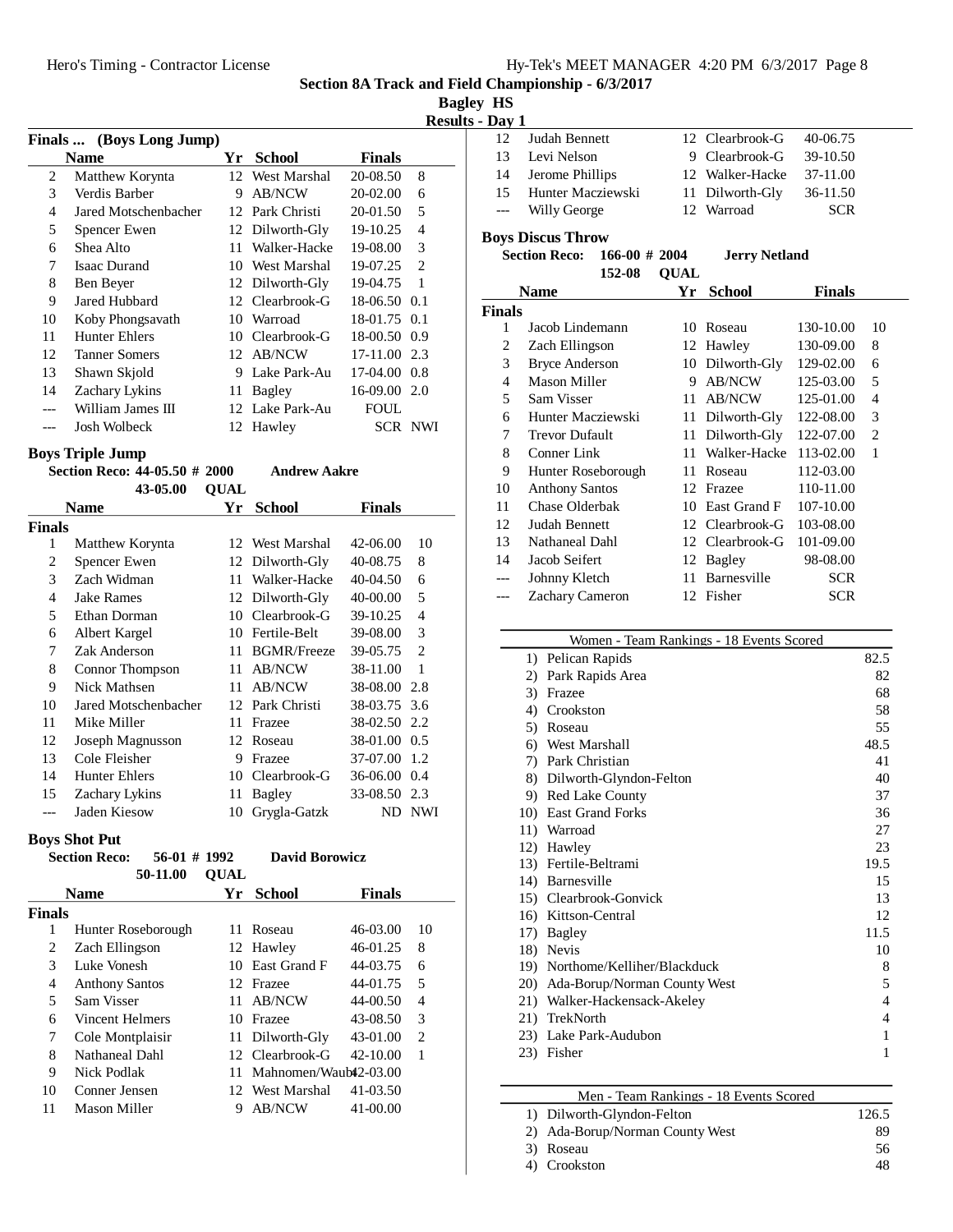Section 8A Track and Field Championship - 6/3/2017

Bagley HS

Results - Day 1

### Finals ... (Boys Long Jump)

| | Name | Yr | School | Finals | |
|---|---|---|---|---|---|
| 2 | Matthew Korynta | 12 | West Marshal | 20-08.50 | 8 |
| 3 | Verdis Barber | 9 | AB/NCW | 20-02.00 | 6 |
| 4 | Jared Motschenbacher | 12 | Park Christi | 20-01.50 | 5 |
| 5 | Spencer Ewen | 12 | Dilworth-Gly | 19-10.25 | 4 |
| 6 | Shea Alto | 11 | Walker-Hacke | 19-08.00 | 3 |
| 7 | Isaac Durand | 10 | West Marshal | 19-07.25 | 2 |
| 8 | Ben Beyer | 12 | Dilworth-Gly | 19-04.75 | 1 |
| 9 | Jared Hubbard | 12 | Clearbrook-G | 18-06.50 | 0.1 |
| 10 | Koby Phongsavath | 10 | Warroad | 18-01.75 | 0.1 |
| 11 | Hunter Ehlers | 10 | Clearbrook-G | 18-00.50 | 0.9 |
| 12 | Tanner Somers | 12 | AB/NCW | 17-11.00 | 2.3 |
| 13 | Shawn Skjold | 9 | Lake Park-Au | 17-04.00 | 0.8 |
| 14 | Zachary Lykins | 11 | Bagley | 16-09.00 | 2.0 |
| --- | William James III | 12 | Lake Park-Au | FOUL | |
| --- | Josh Wolbeck | 12 | Hawley | SCR | NWI |

### Boys Triple Jump

**Section Reco: 44-05.50 # 2000 Andrew Aakre**

**43-05.00 QUAL**

| | Name | Yr | School | Finals | |
|---|---|---|---|---|---|
| **Finals** | | | | | |
| 1 | Matthew Korynta | 12 | West Marshal | 42-06.00 | 10 |
| 2 | Spencer Ewen | 12 | Dilworth-Gly | 40-08.75 | 8 |
| 3 | Zach Widman | 11 | Walker-Hacke | 40-04.50 | 6 |
| 4 | Jake Rames | 12 | Dilworth-Gly | 40-00.00 | 5 |
| 5 | Ethan Dorman | 10 | Clearbrook-G | 39-10.25 | 4 |
| 6 | Albert Kargel | 10 | Fertile-Belt | 39-08.00 | 3 |
| 7 | Zak Anderson | 11 | BGMR/Freeze | 39-05.75 | 2 |
| 8 | Connor Thompson | 11 | AB/NCW | 38-11.00 | 1 |
| 9 | Nick Mathsen | 11 | AB/NCW | 38-08.00 | 2.8 |
| 10 | Jared Motschenbacher | 12 | Park Christi | 38-03.75 | 3.6 |
| 11 | Mike Miller | 11 | Frazee | 38-02.50 | 2.2 |
| 12 | Joseph Magnusson | 12 | Roseau | 38-01.00 | 0.5 |
| 13 | Cole Fleisher | 9 | Frazee | 37-07.00 | 1.2 |
| 14 | Hunter Ehlers | 10 | Clearbrook-G | 36-06.00 | 0.4 |
| 15 | Zachary Lykins | 11 | Bagley | 33-08.50 | 2.3 |
| --- | Jaden Kiesow | 10 | Grygla-Gatzk | ND | NWI |

### Boys Shot Put

**Section Reco: 56-01 # 1992 David Borowicz**

**50-11.00 QUAL**

| | Name | Yr | School | Finals | |
|---|---|---|---|---|---|
| **Finals** | | | | | |
| 1 | Hunter Roseborough | 11 | Roseau | 46-03.00 | 10 |
| 2 | Zach Ellingson | 12 | Hawley | 46-01.25 | 8 |
| 3 | Luke Vonesh | 10 | East Grand F | 44-03.75 | 6 |
| 4 | Anthony Santos | 12 | Frazee | 44-01.75 | 5 |
| 5 | Sam Visser | 11 | AB/NCW | 44-00.50 | 4 |
| 6 | Vincent Helmers | 10 | Frazee | 43-08.50 | 3 |
| 7 | Cole Montplaisir | 11 | Dilworth-Gly | 43-01.00 | 2 |
| 8 | Nathaneal Dahl | 12 | Clearbrook-G | 42-10.00 | 1 |
| 9 | Nick Podlak | 11 | Mahnomen/Waub | 42-03.00 | |
| 10 | Conner Jensen | 12 | West Marshal | 41-03.50 | |
| 11 | Mason Miller | 9 | AB/NCW | 41-00.00 | |
| 12 | Judah Bennett | 12 | Clearbrook-G | 40-06.75 | |
| 13 | Levi Nelson | 9 | Clearbrook-G | 39-10.50 | |
| 14 | Jerome Phillips | 12 | Walker-Hacke | 37-11.00 | |
| 15 | Hunter Macziewski | 11 | Dilworth-Gly | 36-11.50 | |
| --- | Willy George | 12 | Warroad | SCR | |

### Boys Discus Throw

**Section Reco: 166-00 # 2004 Jerry Netland**

**152-08 QUAL**

| | Name | Yr | School | Finals | |
|---|---|---|---|---|---|
| **Finals** | | | | | |
| 1 | Jacob Lindemann | 10 | Roseau | 130-10.00 | 10 |
| 2 | Zach Ellingson | 12 | Hawley | 130-09.00 | 8 |
| 3 | Bryce Anderson | 10 | Dilworth-Gly | 129-02.00 | 6 |
| 4 | Mason Miller | 9 | AB/NCW | 125-03.00 | 5 |
| 5 | Sam Visser | 11 | AB/NCW | 125-01.00 | 4 |
| 6 | Hunter Macziewski | 11 | Dilworth-Gly | 122-08.00 | 3 |
| 7 | Trevor Dufault | 11 | Dilworth-Gly | 122-07.00 | 2 |
| 8 | Conner Link | 11 | Walker-Hacke | 113-02.00 | 1 |
| 9 | Hunter Roseborough | 11 | Roseau | 112-03.00 | |
| 10 | Anthony Santos | 12 | Frazee | 110-11.00 | |
| 11 | Chase Olderbak | 10 | East Grand F | 107-10.00 | |
| 12 | Judah Bennett | 12 | Clearbrook-G | 103-08.00 | |
| 13 | Nathaneal Dahl | 12 | Clearbrook-G | 101-09.00 | |
| 14 | Jacob Seifert | 12 | Bagley | 98-08.00 | |
| --- | Johnny Kletch | 11 | Barnesville | SCR | |
| --- | Zachary Cameron | 12 | Fisher | SCR | |

### Women - Team Rankings - 18 Events Scored

| Rank | Team | Points |
|---|---|---|
| 1) | Pelican Rapids | 82.5 |
| 2) | Park Rapids Area | 82 |
| 3) | Frazee | 68 |
| 4) | Crookston | 58 |
| 5) | Roseau | 55 |
| 6) | West Marshall | 48.5 |
| 7) | Park Christian | 41 |
| 8) | Dilworth-Glyndon-Felton | 40 |
| 9) | Red Lake County | 37 |
| 10) | East Grand Forks | 36 |
| 11) | Warroad | 27 |
| 12) | Hawley | 23 |
| 13) | Fertile-Beltrami | 19.5 |
| 14) | Barnesville | 15 |
| 15) | Clearbrook-Gonvick | 13 |
| 16) | Kittson-Central | 12 |
| 17) | Bagley | 11.5 |
| 18) | Nevis | 10 |
| 19) | Northome/Kelliher/Blackduck | 8 |
| 20) | Ada-Borup/Norman County West | 5 |
| 21) | Walker-Hackensack-Akeley | 4 |
| 21) | TrekNorth | 4 |
| 23) | Lake Park-Audubon | 1 |
| 23) | Fisher | 1 |

### Men - Team Rankings - 18 Events Scored

| Rank | Team | Points |
|---|---|---|
| 1) | Dilworth-Glyndon-Felton | 126.5 |
| 2) | Ada-Borup/Norman County West | 89 |
| 3) | Roseau | 56 |
| 4) | Crookston | 48 |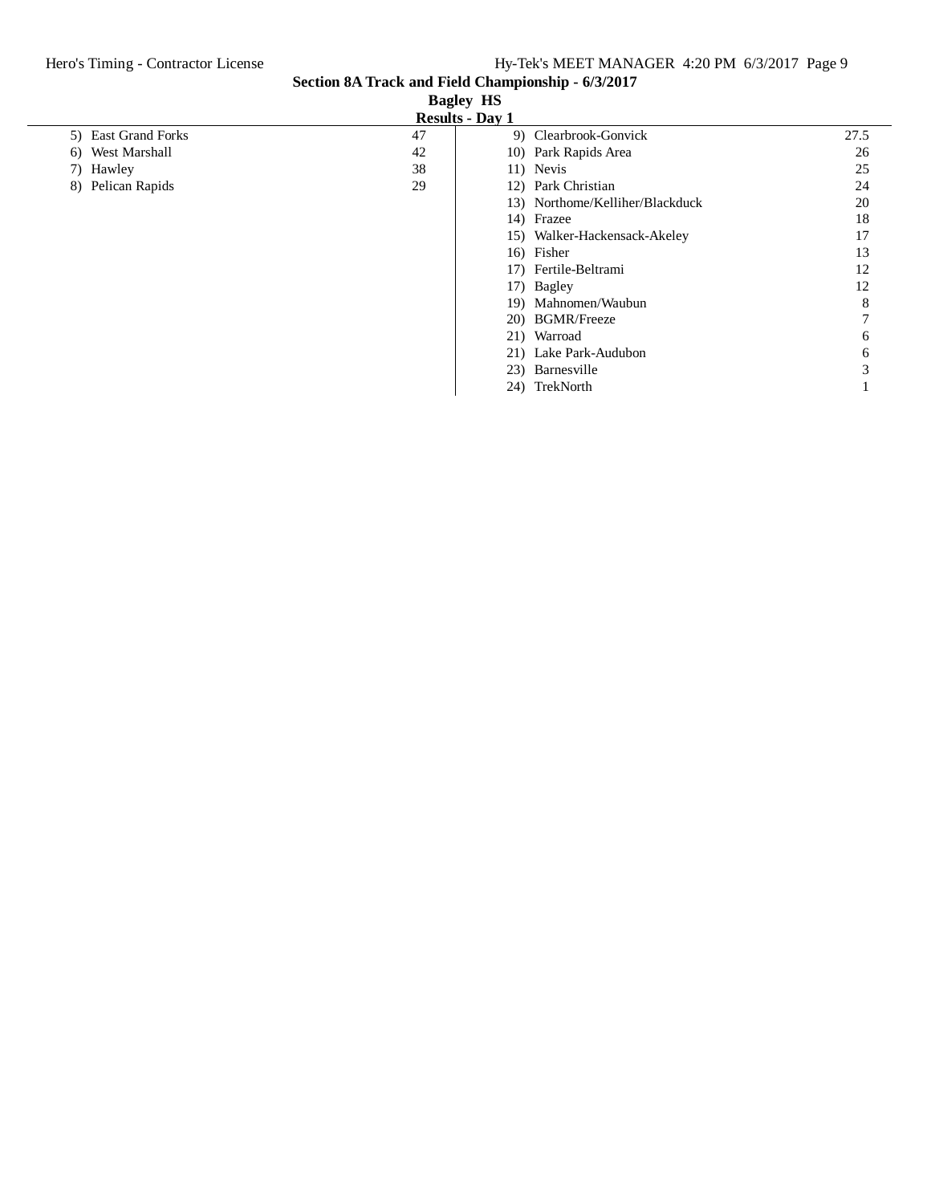## Section 8A Track and Field Championship - 6/3/2017

### Bagley HS

### Results - Day 1

| | | |
|---|---|---|
| 5) | East Grand Forks | 47 |
| 6) | West Marshall | 42 |
| 7) | Hawley | 38 |
| 8) | Pelican Rapids | 29 |
| 9) | Clearbrook-Gonvick | 27.5 |
| 10) | Park Rapids Area | 26 |
| 11) | Nevis | 25 |
| 12) | Park Christian | 24 |
| 13) | Northome/Kelliher/Blackduck | 20 |
| 14) | Frazee | 18 |
| 15) | Walker-Hackensack-Akeley | 17 |
| 16) | Fisher | 13 |
| 17) | Fertile-Beltrami | 12 |
| 17) | Bagley | 12 |
| 19) | Mahnomen/Waubun | 8 |
| 20) | BGMR/Freeze | 7 |
| 21) | Warroad | 6 |
| 21) | Lake Park-Audubon | 6 |
| 23) | Barnesville | 3 |
| 24) | TrekNorth | 1 |